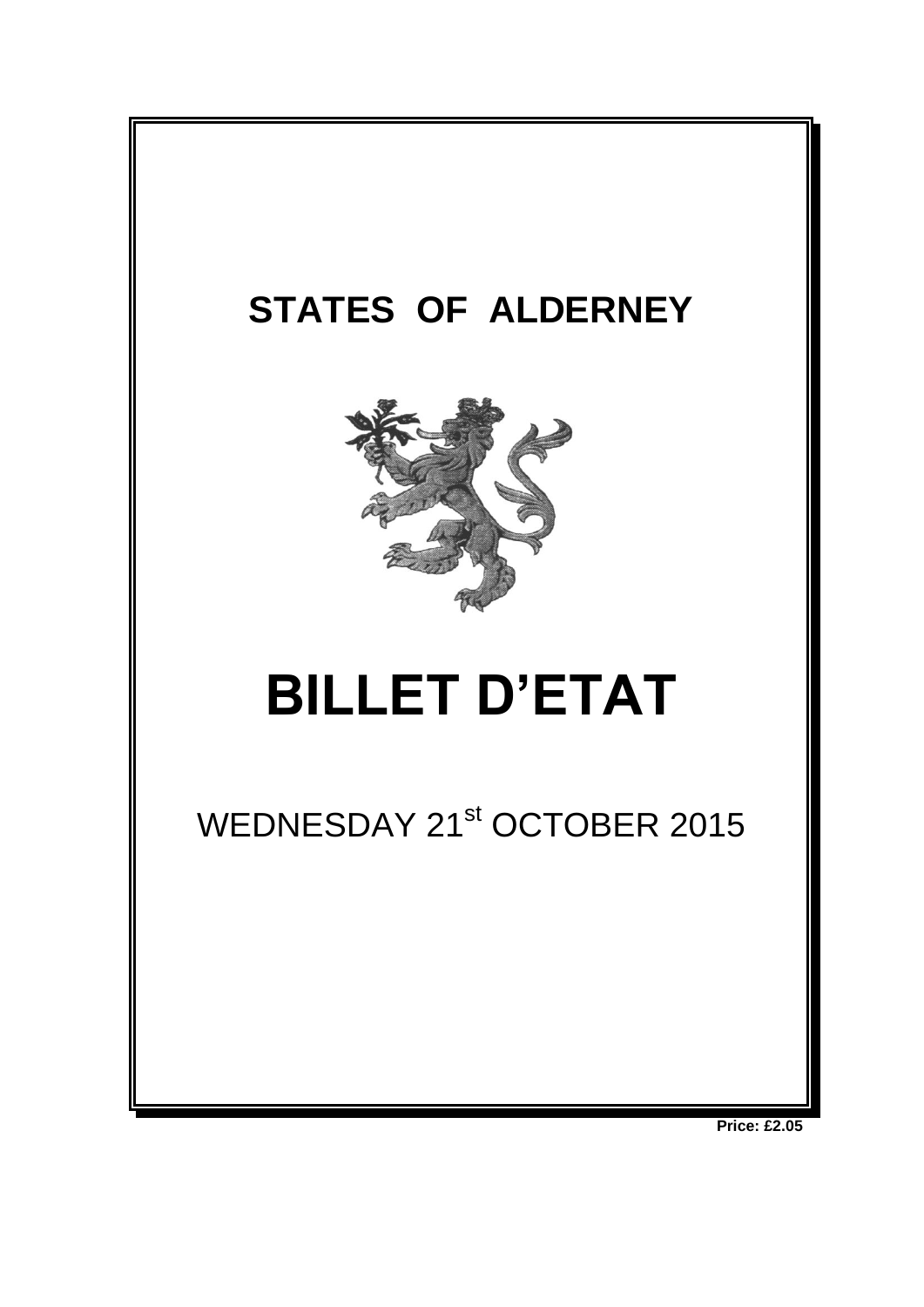# STATES OF ALDERNEY

# BILLET D'ETAT

WEDNESDAY 21st OCTOBER 2015

**Price: £2.05**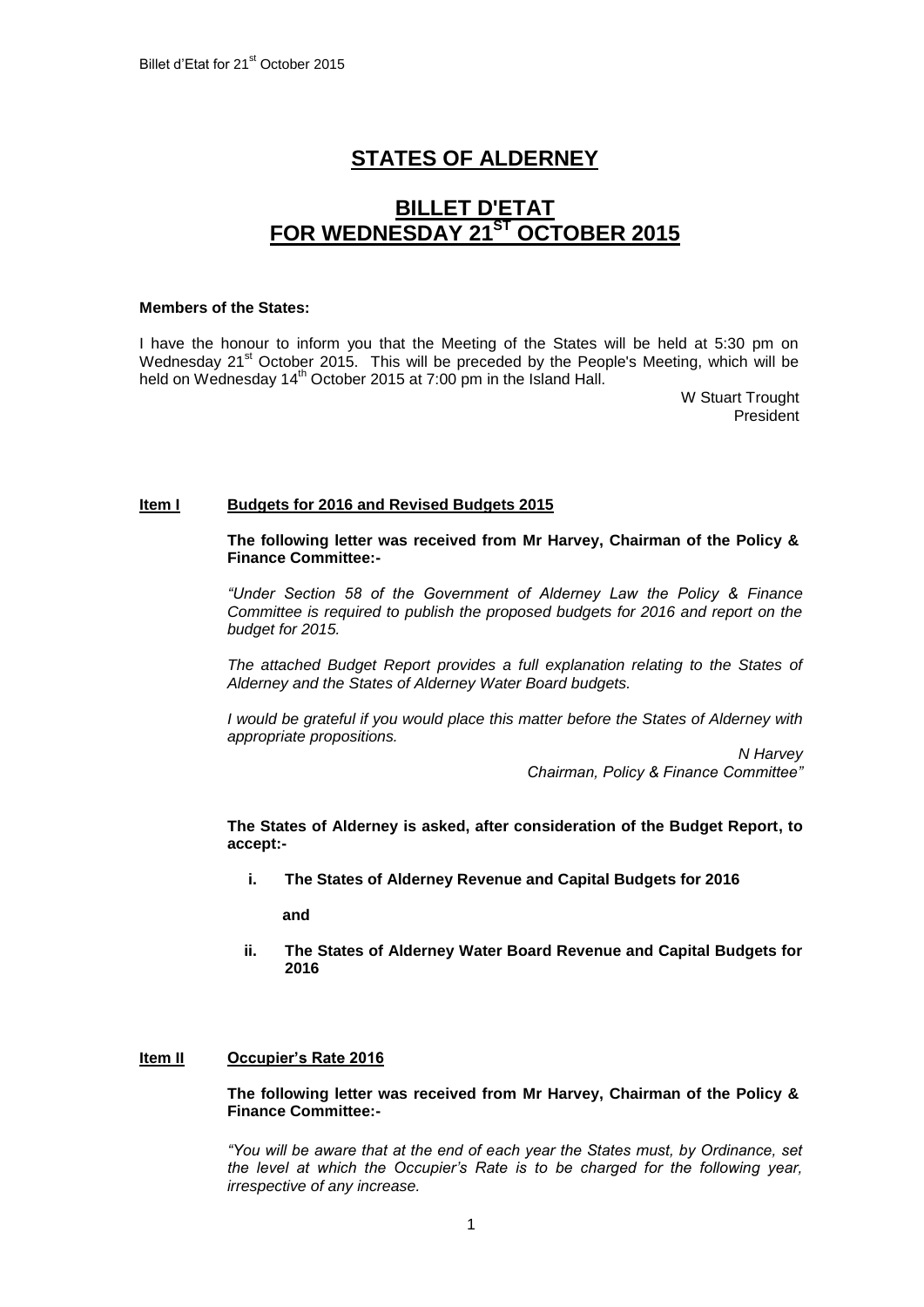# STATES OF ALDERNEY

## BILLET D'ETAT FOR WEDNESDAY 21[ST] OCTOBER 2015

**Members of the States:**

I have the honour to inform you that the Meeting of the States will be held at 5:30 pm on Wednesday 21[st] October 2015. This will be preceded by the People's Meeting, which will be held on Wednesday 14[th] October 2015 at 7:00 pm in the Island Hall.

W Stuart Trought
President

### Item I Budgets for 2016 and Revised Budgets 2015

**The following letter was received from Mr Harvey, Chairman of the Policy & Finance Committee:-**

*"Under Section 58 of the Government of Alderney Law the Policy & Finance Committee is required to publish the proposed budgets for 2016 and report on the budget for 2015.*

*The attached Budget Report provides a full explanation relating to the States of Alderney and the States of Alderney Water Board budgets.*

*I would be grateful if you would place this matter before the States of Alderney with appropriate propositions.*

*N Harvey*
*Chairman, Policy & Finance Committee"*

**The States of Alderney is asked, after consideration of the Budget Report, to accept:-**

**i. The States of Alderney Revenue and Capital Budgets for 2016**

**and**

**ii. The States of Alderney Water Board Revenue and Capital Budgets for 2016**

### Item II Occupier's Rate 2016

**The following letter was received from Mr Harvey, Chairman of the Policy & Finance Committee:-**

*"You will be aware that at the end of each year the States must, by Ordinance, set the level at which the Occupier's Rate is to be charged for the following year, irrespective of any increase.*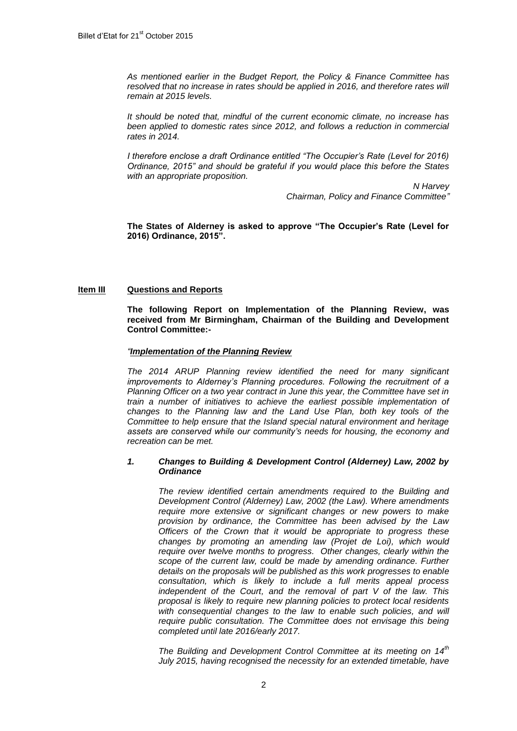*As mentioned earlier in the Budget Report, the Policy & Finance Committee has resolved that no increase in rates should be applied in 2016, and therefore rates will remain at 2015 levels.*

*It should be noted that, mindful of the current economic climate, no increase has been applied to domestic rates since 2012, and follows a reduction in commercial rates in 2014.*

*I therefore enclose a draft Ordinance entitled "The Occupier's Rate (Level for 2016) Ordinance, 2015" and should be grateful if you would place this before the States with an appropriate proposition.*

*N Harvey*
*Chairman, Policy and Finance Committee"*

**The States of Alderney is asked to approve "The Occupier's Rate (Level for 2016) Ordinance, 2015".**

## Item III Questions and Reports

**The following Report on Implementation of the Planning Review, was received from Mr Birmingham, Chairman of the Building and Development Control Committee:-**

*"**Implementation of the Planning Review***

*The 2014 ARUP Planning review identified the need for many significant improvements to Alderney's Planning procedures. Following the recruitment of a Planning Officer on a two year contract in June this year, the Committee have set in train a number of initiatives to achieve the earliest possible implementation of changes to the Planning law and the Land Use Plan, both key tools of the Committee to help ensure that the Island special natural environment and heritage assets are conserved while our community's needs for housing, the economy and recreation can be met.*

***1. Changes to Building & Development Control (Alderney) Law, 2002 by Ordinance***

*The review identified certain amendments required to the Building and Development Control (Alderney) Law, 2002 (the Law). Where amendments require more extensive or significant changes or new powers to make provision by ordinance, the Committee has been advised by the Law Officers of the Crown that it would be appropriate to progress these changes by promoting an amending law (Projet de Loi), which would require over twelve months to progress. Other changes, clearly within the scope of the current law, could be made by amending ordinance. Further details on the proposals will be published as this work progresses to enable consultation, which is likely to include a full merits appeal process independent of the Court, and the removal of part V of the law. This proposal is likely to require new planning policies to protect local residents with consequential changes to the law to enable such policies, and will require public consultation. The Committee does not envisage this being completed until late 2016/early 2017.*

*The Building and Development Control Committee at its meeting on 14th July 2015, having recognised the necessity for an extended timetable, have*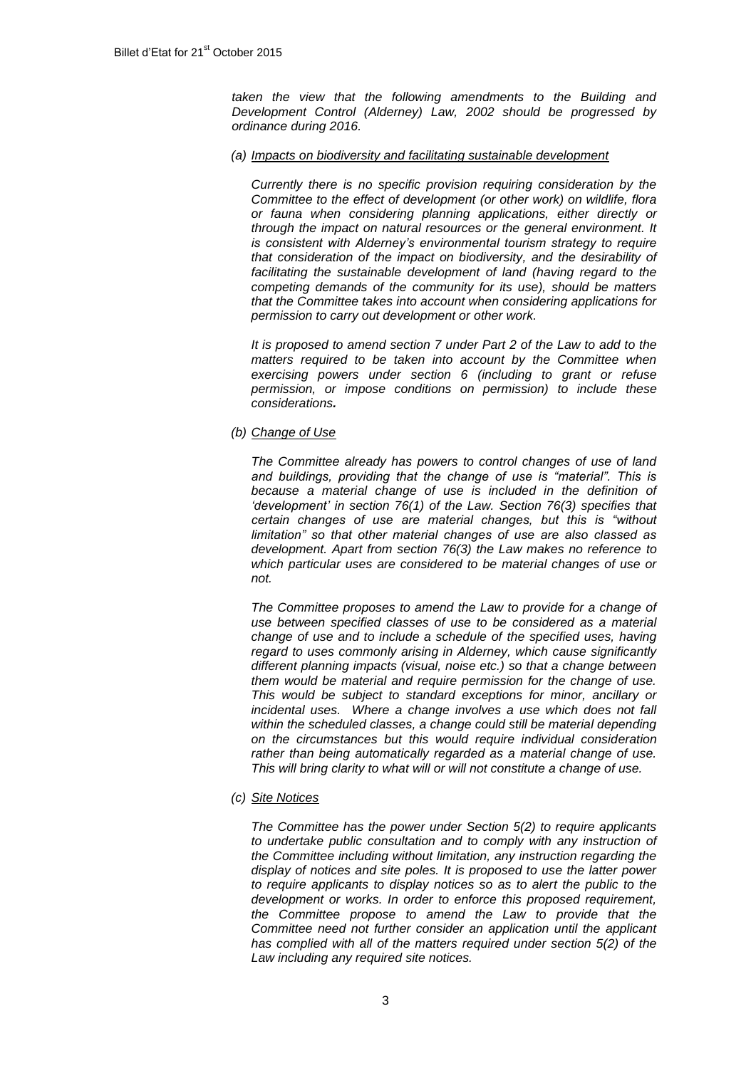*taken the view that the following amendments to the Building and Development Control (Alderney) Law, 2002 should be progressed by ordinance during 2016.*

*(a) Impacts on biodiversity and facilitating sustainable development*

*Currently there is no specific provision requiring consideration by the Committee to the effect of development (or other work) on wildlife, flora or fauna when considering planning applications, either directly or through the impact on natural resources or the general environment. It is consistent with Alderney's environmental tourism strategy to require that consideration of the impact on biodiversity, and the desirability of facilitating the sustainable development of land (having regard to the competing demands of the community for its use), should be matters that the Committee takes into account when considering applications for permission to carry out development or other work.*

*It is proposed to amend section 7 under Part 2 of the Law to add to the matters required to be taken into account by the Committee when exercising powers under section 6 (including to grant or refuse permission, or impose conditions on permission) to include these considerations.*

*(b) Change of Use*

*The Committee already has powers to control changes of use of land and buildings, providing that the change of use is "material". This is because a material change of use is included in the definition of 'development' in section 76(1) of the Law. Section 76(3) specifies that certain changes of use are material changes, but this is "without limitation" so that other material changes of use are also classed as development. Apart from section 76(3) the Law makes no reference to which particular uses are considered to be material changes of use or not.*

*The Committee proposes to amend the Law to provide for a change of use between specified classes of use to be considered as a material change of use and to include a schedule of the specified uses, having regard to uses commonly arising in Alderney, which cause significantly different planning impacts (visual, noise etc.) so that a change between them would be material and require permission for the change of use. This would be subject to standard exceptions for minor, ancillary or incidental uses. Where a change involves a use which does not fall within the scheduled classes, a change could still be material depending on the circumstances but this would require individual consideration rather than being automatically regarded as a material change of use. This will bring clarity to what will or will not constitute a change of use.*

*(c) Site Notices*

*The Committee has the power under Section 5(2) to require applicants to undertake public consultation and to comply with any instruction of the Committee including without limitation, any instruction regarding the display of notices and site poles. It is proposed to use the latter power to require applicants to display notices so as to alert the public to the development or works. In order to enforce this proposed requirement, the Committee propose to amend the Law to provide that the Committee need not further consider an application until the applicant has complied with all of the matters required under section 5(2) of the Law including any required site notices.*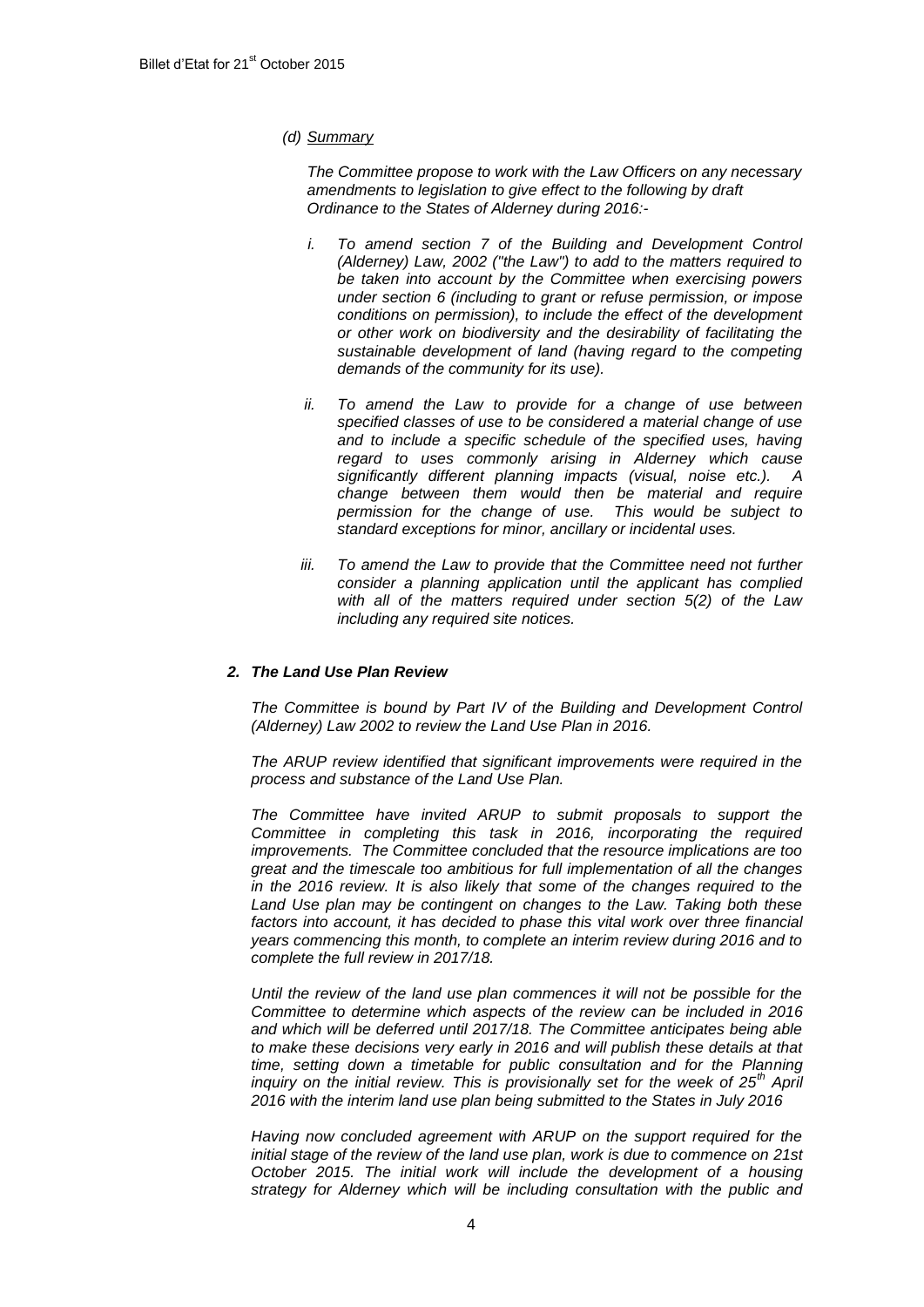*(d) Summary*

*The Committee propose to work with the Law Officers on any necessary amendments to legislation to give effect to the following by draft Ordinance to the States of Alderney during 2016:-*

*i. To amend section 7 of the Building and Development Control (Alderney) Law, 2002 ("the Law") to add to the matters required to be taken into account by the Committee when exercising powers under section 6 (including to grant or refuse permission, or impose conditions on permission), to include the effect of the development or other work on biodiversity and the desirability of facilitating the sustainable development of land (having regard to the competing demands of the community for its use).*

*ii. To amend the Law to provide for a change of use between specified classes of use to be considered a material change of use and to include a specific schedule of the specified uses, having regard to uses commonly arising in Alderney which cause significantly different planning impacts (visual, noise etc.). A change between them would then be material and require permission for the change of use. This would be subject to standard exceptions for minor, ancillary or incidental uses.*

*iii. To amend the Law to provide that the Committee need not further consider a planning application until the applicant has complied with all of the matters required under section 5(2) of the Law including any required site notices.*

### *2. The Land Use Plan Review*

*The Committee is bound by Part IV of the Building and Development Control (Alderney) Law 2002 to review the Land Use Plan in 2016.*

*The ARUP review identified that significant improvements were required in the process and substance of the Land Use Plan.*

*The Committee have invited ARUP to submit proposals to support the Committee in completing this task in 2016, incorporating the required improvements. The Committee concluded that the resource implications are too great and the timescale too ambitious for full implementation of all the changes in the 2016 review. It is also likely that some of the changes required to the Land Use plan may be contingent on changes to the Law. Taking both these factors into account, it has decided to phase this vital work over three financial years commencing this month, to complete an interim review during 2016 and to complete the full review in 2017/18.*

*Until the review of the land use plan commences it will not be possible for the Committee to determine which aspects of the review can be included in 2016 and which will be deferred until 2017/18. The Committee anticipates being able to make these decisions very early in 2016 and will publish these details at that time, setting down a timetable for public consultation and for the Planning inquiry on the initial review. This is provisionally set for the week of 25th April 2016 with the interim land use plan being submitted to the States in July 2016*

*Having now concluded agreement with ARUP on the support required for the initial stage of the review of the land use plan, work is due to commence on 21st October 2015. The initial work will include the development of a housing strategy for Alderney which will be including consultation with the public and*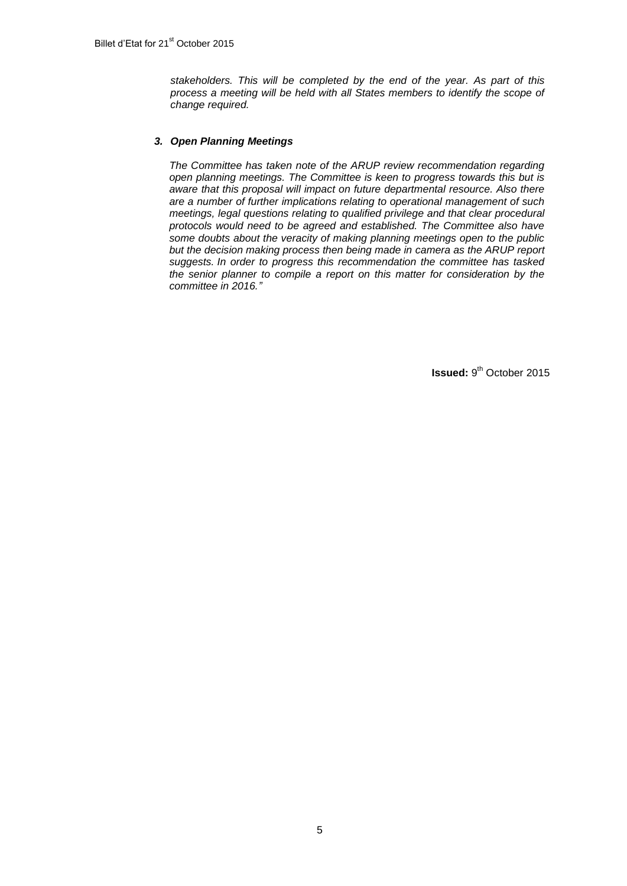*stakeholders. This will be completed by the end of the year. As part of this process a meeting will be held with all States members to identify the scope of change required.*

***3. Open Planning Meetings***

*The Committee has taken note of the ARUP review recommendation regarding open planning meetings. The Committee is keen to progress towards this but is aware that this proposal will impact on future departmental resource. Also there are a number of further implications relating to operational management of such meetings, legal questions relating to qualified privilege and that clear procedural protocols would need to be agreed and established. The Committee also have some doubts about the veracity of making planning meetings open to the public but the decision making process then being made in camera as the ARUP report suggests. In order to progress this recommendation the committee has tasked the senior planner to compile a report on this matter for consideration by the committee in 2016."*

**Issued:** 9th October 2015